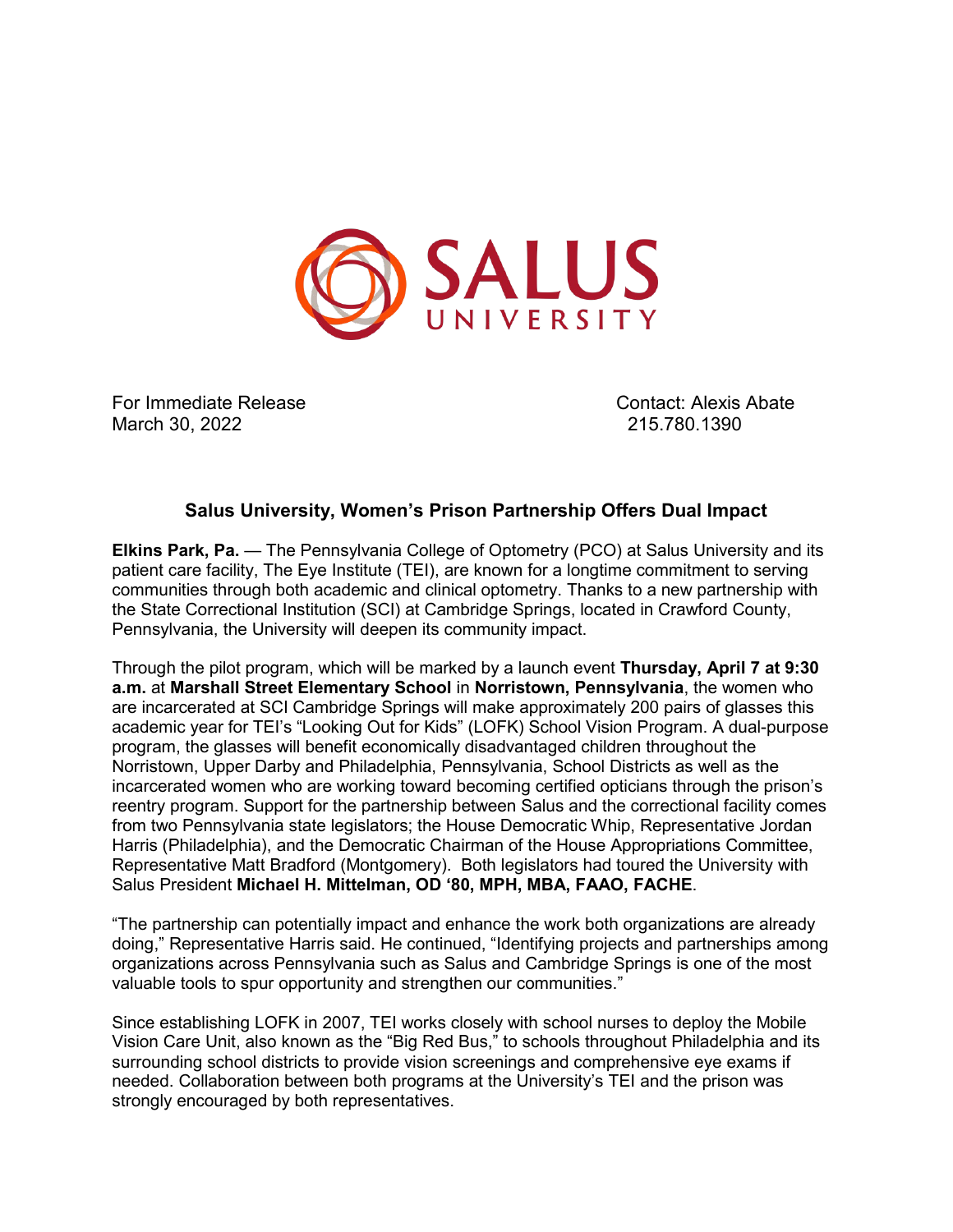SALUS UNIVERSITY

For Immediate Release
March 30, 2022

Contact: Alexis Abate
215.780.1390

## Salus University, Women's Prison Partnership Offers Dual Impact

**Elkins Park, Pa.** — The Pennsylvania College of Optometry (PCO) at Salus University and its patient care facility, The Eye Institute (TEI), are known for a longtime commitment to serving communities through both academic and clinical optometry. Thanks to a new partnership with the State Correctional Institution (SCI) at Cambridge Springs, located in Crawford County, Pennsylvania, the University will deepen its community impact.

Through the pilot program, which will be marked by a launch event **Thursday, April 7 at 9:30 a.m.** at **Marshall Street Elementary School** in **Norristown, Pennsylvania**, the women who are incarcerated at SCI Cambridge Springs will make approximately 200 pairs of glasses this academic year for TEI's "Looking Out for Kids" (LOFK) School Vision Program. A dual-purpose program, the glasses will benefit economically disadvantaged children throughout the Norristown, Upper Darby and Philadelphia, Pennsylvania, School Districts as well as the incarcerated women who are working toward becoming certified opticians through the prison's reentry program. Support for the partnership between Salus and the correctional facility comes from two Pennsylvania state legislators; the House Democratic Whip, Representative Jordan Harris (Philadelphia), and the Democratic Chairman of the House Appropriations Committee, Representative Matt Bradford (Montgomery). Both legislators had toured the University with Salus President **Michael H. Mittelman, OD '80, MPH, MBA, FAAO, FACHE**.

"The partnership can potentially impact and enhance the work both organizations are already doing," Representative Harris said. He continued, "Identifying projects and partnerships among organizations across Pennsylvania such as Salus and Cambridge Springs is one of the most valuable tools to spur opportunity and strengthen our communities."

Since establishing LOFK in 2007, TEI works closely with school nurses to deploy the Mobile Vision Care Unit, also known as the "Big Red Bus," to schools throughout Philadelphia and its surrounding school districts to provide vision screenings and comprehensive eye exams if needed. Collaboration between both programs at the University's TEI and the prison was strongly encouraged by both representatives.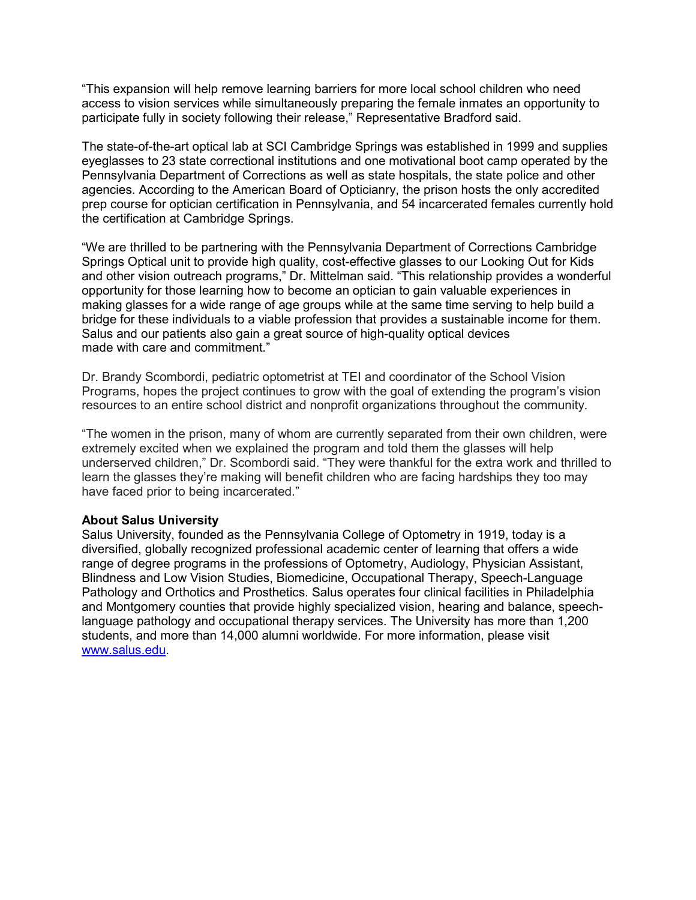"This expansion will help remove learning barriers for more local school children who need access to vision services while simultaneously preparing the female inmates an opportunity to participate fully in society following their release," Representative Bradford said.

The state-of-the-art optical lab at SCI Cambridge Springs was established in 1999 and supplies eyeglasses to 23 state correctional institutions and one motivational boot camp operated by the Pennsylvania Department of Corrections as well as state hospitals, the state police and other agencies. According to the American Board of Opticianry, the prison hosts the only accredited prep course for optician certification in Pennsylvania, and 54 incarcerated females currently hold the certification at Cambridge Springs.

"We are thrilled to be partnering with the Pennsylvania Department of Corrections Cambridge Springs Optical unit to provide high quality, cost-effective glasses to our Looking Out for Kids and other vision outreach programs," Dr. Mittelman said. "This relationship provides a wonderful opportunity for those learning how to become an optician to gain valuable experiences in making glasses for a wide range of age groups while at the same time serving to help build a bridge for these individuals to a viable profession that provides a sustainable income for them. Salus and our patients also gain a great source of high-quality optical devices made with care and commitment."

Dr. Brandy Scombordi, pediatric optometrist at TEI and coordinator of the School Vision Programs, hopes the project continues to grow with the goal of extending the program's vision resources to an entire school district and nonprofit organizations throughout the community.

"The women in the prison, many of whom are currently separated from their own children, were extremely excited when we explained the program and told them the glasses will help underserved children," Dr. Scombordi said. "They were thankful for the extra work and thrilled to learn the glasses they're making will benefit children who are facing hardships they too may have faced prior to being incarcerated."

**About Salus University**
Salus University, founded as the Pennsylvania College of Optometry in 1919, today is a diversified, globally recognized professional academic center of learning that offers a wide range of degree programs in the professions of Optometry, Audiology, Physician Assistant, Blindness and Low Vision Studies, Biomedicine, Occupational Therapy, Speech-Language Pathology and Orthotics and Prosthetics. Salus operates four clinical facilities in Philadelphia and Montgomery counties that provide highly specialized vision, hearing and balance, speech-language pathology and occupational therapy services. The University has more than 1,200 students, and more than 14,000 alumni worldwide. For more information, please visit [www.salus.edu](http://www.salus.edu).